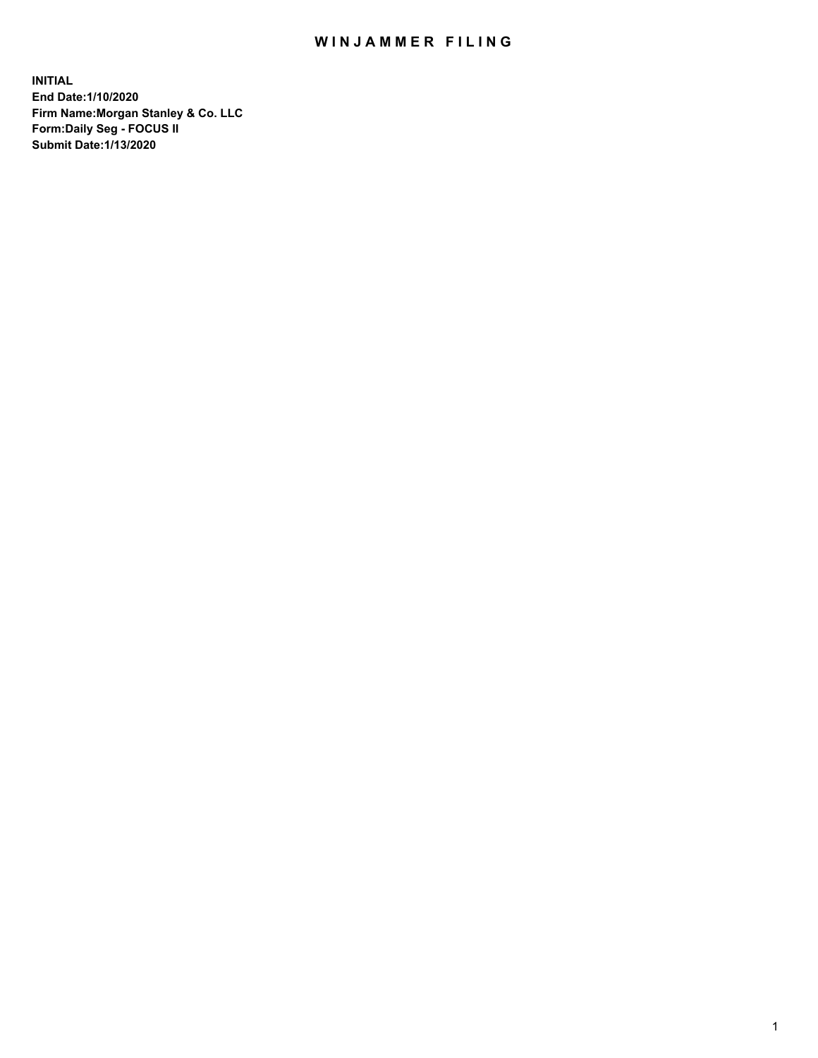# WINJAMMER FILING

**INITIAL**
**End Date:1/10/2020**
**Firm Name:Morgan Stanley & Co. LLC**
**Form:Daily Seg - FOCUS II**
**Submit Date:1/13/2020**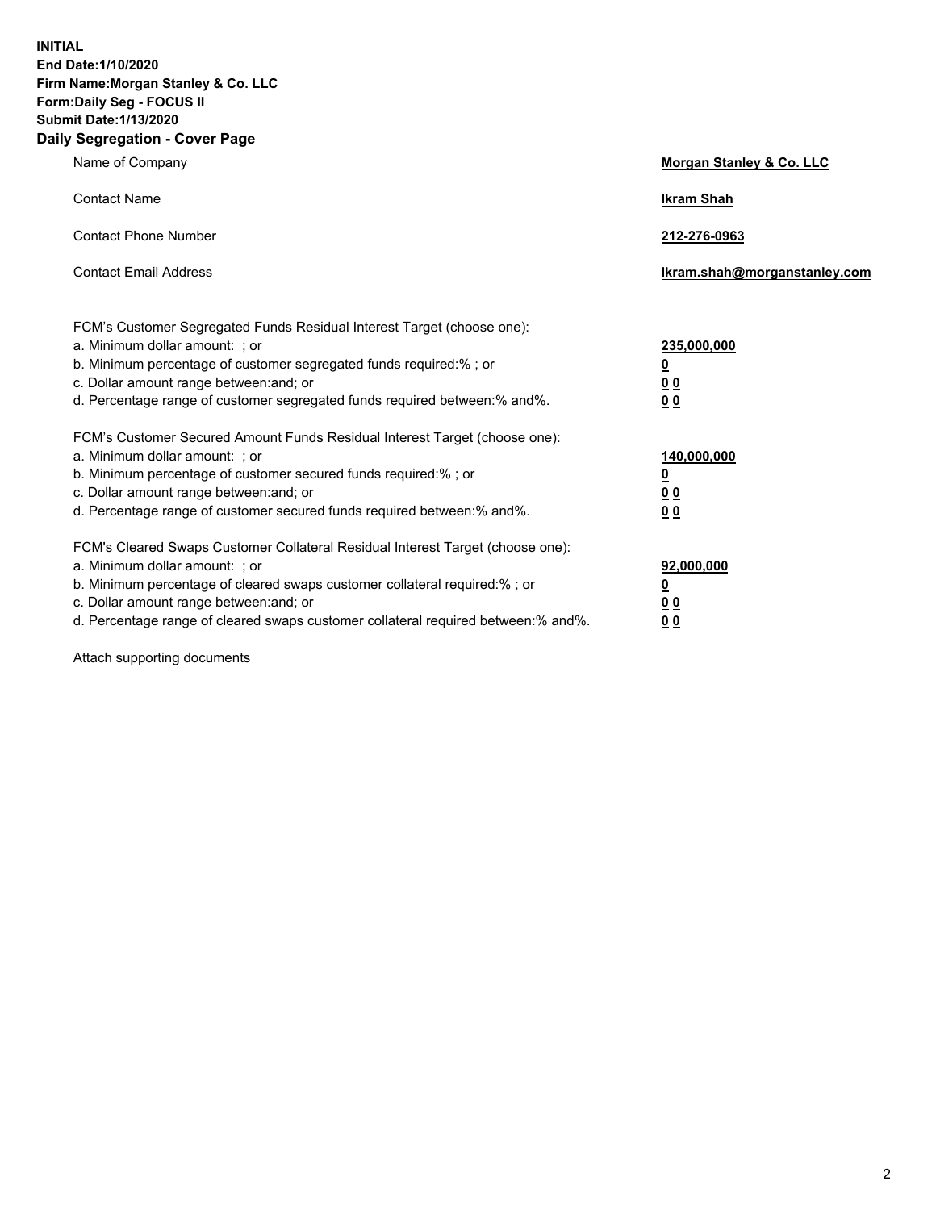**INITIAL**
**End Date:1/10/2020**
**Firm Name:Morgan Stanley & Co. LLC**
**Form:Daily Seg - FOCUS II**
**Submit Date:1/13/2020**
**Daily Segregation - Cover Page**

| | |
|---|---|
| Name of Company | **Morgan Stanley & Co. LLC** |
| Contact Name | **Ikram Shah** |
| Contact Phone Number | **212-276-0963** |
| Contact Email Address | **Ikram.shah@morganstanley.com** |

FCM's Customer Segregated Funds Residual Interest Target (choose one):

| | |
|---|---|
| a. Minimum dollar amount: ; or | **235,000,000** |
| b. Minimum percentage of customer segregated funds required:% ; or | **0** |
| c. Dollar amount range between:and; or | **0 0** |
| d. Percentage range of customer segregated funds required between:% and%. | **0 0** |

FCM's Customer Secured Amount Funds Residual Interest Target (choose one):

| | |
|---|---|
| a. Minimum dollar amount: ; or | **140,000,000** |
| b. Minimum percentage of customer secured funds required:% ; or | **0** |
| c. Dollar amount range between:and; or | **0 0** |
| d. Percentage range of customer secured funds required between:% and%. | **0 0** |

FCM's Cleared Swaps Customer Collateral Residual Interest Target (choose one):

| | |
|---|---|
| a. Minimum dollar amount: ; or | **92,000,000** |
| b. Minimum percentage of cleared swaps customer collateral required:% ; or | **0** |
| c. Dollar amount range between:and; or | **0 0** |
| d. Percentage range of cleared swaps customer collateral required between:% and%. | **0 0** |

Attach supporting documents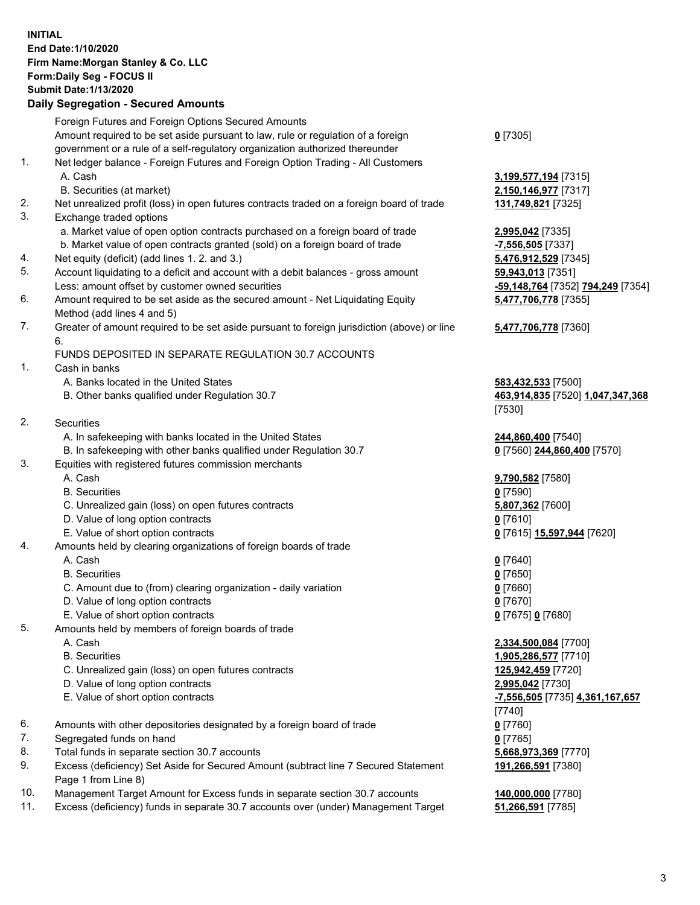**INITIAL**
**End Date:1/10/2020**
**Firm Name:Morgan Stanley & Co. LLC**
**Form:Daily Seg - FOCUS II**
**Submit Date:1/13/2020**

## Daily Segregation - Secured Amounts

| | | |
|---|---|---|
| | Foreign Futures and Foreign Options Secured Amounts | |
| | Amount required to be set aside pursuant to law, rule or regulation of a foreign government or a rule of a self-regulatory organization authorized thereunder | **0** [7305] |
| 1. | Net ledger balance - Foreign Futures and Foreign Option Trading - All Customers | |
| | A. Cash | **3,199,577,194** [7315] |
| | B. Securities (at market) | **2,150,146,977** [7317] |
| 2. | Net unrealized profit (loss) in open futures contracts traded on a foreign board of trade | **131,749,821** [7325] |
| 3. | Exchange traded options | |
| | a. Market value of open option contracts purchased on a foreign board of trade | **2,995,042** [7335] |
| | b. Market value of open contracts granted (sold) on a foreign board of trade | **-7,556,505** [7337] |
| 4. | Net equity (deficit) (add lines 1. 2. and 3.) | **5,476,912,529** [7345] |
| 5. | Account liquidating to a deficit and account with a debit balances - gross amount | **59,943,013** [7351] |
| | Less: amount offset by customer owned securities | **-59,148,764** [7352] **794,249** [7354] |
| 6. | Amount required to be set aside as the secured amount - Net Liquidating Equity Method (add lines 4 and 5) | **5,477,706,778** [7355] |
| 7. | Greater of amount required to be set aside pursuant to foreign jurisdiction (above) or line 6. | **5,477,706,778** [7360] |
| | FUNDS DEPOSITED IN SEPARATE REGULATION 30.7 ACCOUNTS | |
| 1. | Cash in banks | |
| | A. Banks located in the United States | **583,432,533** [7500] |
| | B. Other banks qualified under Regulation 30.7 | **463,914,835** [7520] **1,047,347,368** [7530] |
| 2. | Securities | |
| | A. In safekeeping with banks located in the United States | **244,860,400** [7540] |
| | B. In safekeeping with other banks qualified under Regulation 30.7 | **0** [7560] **244,860,400** [7570] |
| 3. | Equities with registered futures commission merchants | |
| | A. Cash | **9,790,582** [7580] |
| | B. Securities | **0** [7590] |
| | C. Unrealized gain (loss) on open futures contracts | **5,807,362** [7600] |
| | D. Value of long option contracts | **0** [7610] |
| | E. Value of short option contracts | **0** [7615] **15,597,944** [7620] |
| 4. | Amounts held by clearing organizations of foreign boards of trade | |
| | A. Cash | **0** [7640] |
| | B. Securities | **0** [7650] |
| | C. Amount due to (from) clearing organization - daily variation | **0** [7660] |
| | D. Value of long option contracts | **0** [7670] |
| | E. Value of short option contracts | **0** [7675] **0** [7680] |
| 5. | Amounts held by members of foreign boards of trade | |
| | A. Cash | **2,334,500,084** [7700] |
| | B. Securities | **1,905,286,577** [7710] |
| | C. Unrealized gain (loss) on open futures contracts | **125,942,459** [7720] |
| | D. Value of long option contracts | **2,995,042** [7730] |
| | E. Value of short option contracts | **-7,556,505** [7735] **4,361,167,657** [7740] |
| 6. | Amounts with other depositories designated by a foreign board of trade | **0** [7760] |
| 7. | Segregated funds on hand | **0** [7765] |
| 8. | Total funds in separate section 30.7 accounts | **5,668,973,369** [7770] |
| 9. | Excess (deficiency) Set Aside for Secured Amount (subtract line 7 Secured Statement Page 1 from Line 8) | **191,266,591** [7380] |
| 10. | Management Target Amount for Excess funds in separate section 30.7 accounts | **140,000,000** [7780] |
| 11. | Excess (deficiency) funds in separate 30.7 accounts over (under) Management Target | **51,266,591** [7785] |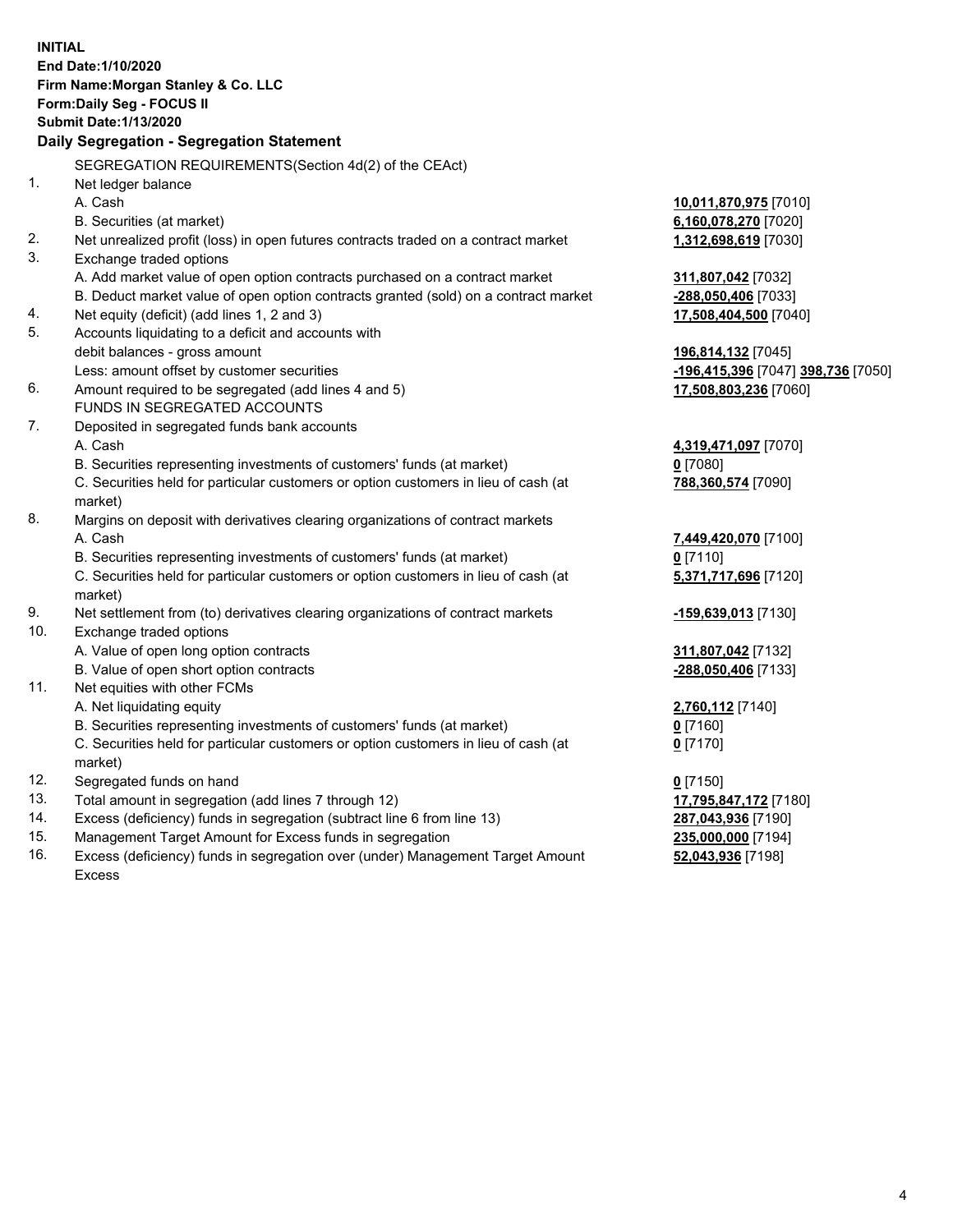**INITIAL**
**End Date:1/10/2020**
**Firm Name:Morgan Stanley & Co. LLC**
**Form:Daily Seg - FOCUS II**
**Submit Date:1/13/2020**

**Daily Segregation - Segregation Statement**

SEGREGATION REQUIREMENTS(Section 4d(2) of the CEAct)

| | | |
|---|---|---|
| 1. | Net ledger balance | |
| | A. Cash | **10,011,870,975** [7010] |
| | B. Securities (at market) | **6,160,078,270** [7020] |
| 2. | Net unrealized profit (loss) in open futures contracts traded on a contract market | **1,312,698,619** [7030] |
| 3. | Exchange traded options | |
| | A. Add market value of open option contracts purchased on a contract market | **311,807,042** [7032] |
| | B. Deduct market value of open option contracts granted (sold) on a contract market | **-288,050,406** [7033] |
| 4. | Net equity (deficit) (add lines 1, 2 and 3) | **17,508,404,500** [7040] |
| 5. | Accounts liquidating to a deficit and accounts with debit balances - gross amount | **196,814,132** [7045] |
| | Less: amount offset by customer securities | **-196,415,396** [7047] **398,736** [7050] |
| 6. | Amount required to be segregated (add lines 4 and 5) | **17,508,803,236** [7060] |
| | FUNDS IN SEGREGATED ACCOUNTS | |
| 7. | Deposited in segregated funds bank accounts | |
| | A. Cash | **4,319,471,097** [7070] |
| | B. Securities representing investments of customers' funds (at market) | **0** [7080] |
| | C. Securities held for particular customers or option customers in lieu of cash (at market) | **788,360,574** [7090] |
| 8. | Margins on deposit with derivatives clearing organizations of contract markets | |
| | A. Cash | **7,449,420,070** [7100] |
| | B. Securities representing investments of customers' funds (at market) | **0** [7110] |
| | C. Securities held for particular customers or option customers in lieu of cash (at market) | **5,371,717,696** [7120] |
| 9. | Net settlement from (to) derivatives clearing organizations of contract markets | **-159,639,013** [7130] |
| 10. | Exchange traded options | |
| | A. Value of open long option contracts | **311,807,042** [7132] |
| | B. Value of open short option contracts | **-288,050,406** [7133] |
| 11. | Net equities with other FCMs | |
| | A. Net liquidating equity | **2,760,112** [7140] |
| | B. Securities representing investments of customers' funds (at market) | **0** [7160] |
| | C. Securities held for particular customers or option customers in lieu of cash (at market) | **0** [7170] |
| 12. | Segregated funds on hand | **0** [7150] |
| 13. | Total amount in segregation (add lines 7 through 12) | **17,795,847,172** [7180] |
| 14. | Excess (deficiency) funds in segregation (subtract line 6 from line 13) | **287,043,936** [7190] |
| 15. | Management Target Amount for Excess funds in segregation | **235,000,000** [7194] |
| 16. | Excess (deficiency) funds in segregation over (under) Management Target Amount Excess | **52,043,936** [7198] |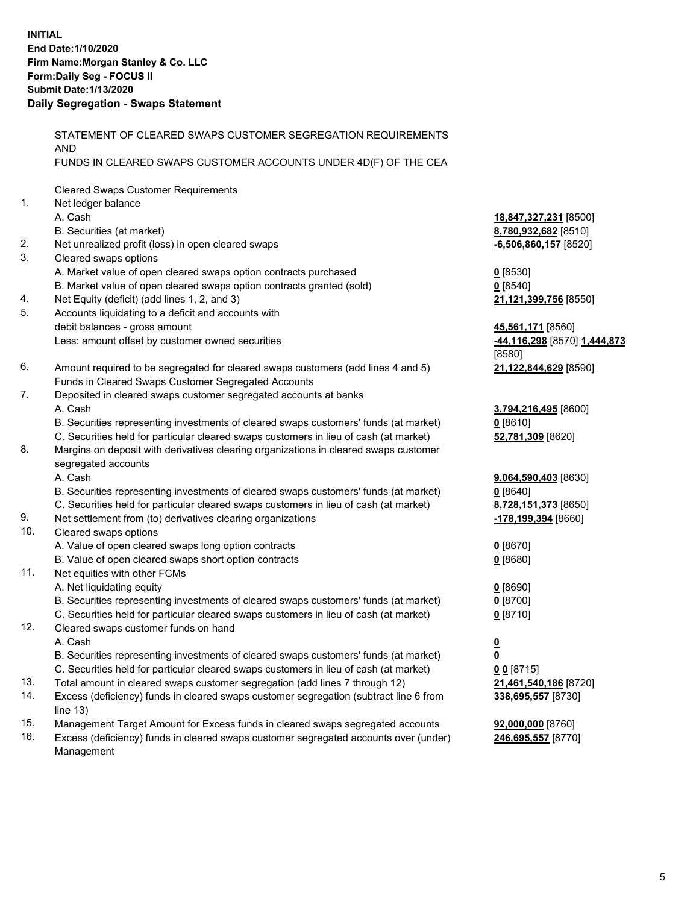**INITIAL**
**End Date:1/10/2020**
**Firm Name:Morgan Stanley & Co. LLC**
**Form:Daily Seg - FOCUS II**
**Submit Date:1/13/2020**
**Daily Segregation - Swaps Statement**

STATEMENT OF CLEARED SWAPS CUSTOMER SEGREGATION REQUIREMENTS AND
FUNDS IN CLEARED SWAPS CUSTOMER ACCOUNTS UNDER 4D(F) OF THE CEA

| | | |
|---|---|---|
| | Cleared Swaps Customer Requirements | |
| 1. | Net ledger balance | |
| | A. Cash | **18,847,327,231** [8500] |
| | B. Securities (at market) | **8,780,932,682** [8510] |
| 2. | Net unrealized profit (loss) in open cleared swaps | **-6,506,860,157** [8520] |
| 3. | Cleared swaps options | |
| | A. Market value of open cleared swaps option contracts purchased | **0** [8530] |
| | B. Market value of open cleared swaps option contracts granted (sold) | **0** [8540] |
| 4. | Net Equity (deficit) (add lines 1, 2, and 3) | **21,121,399,756** [8550] |
| 5. | Accounts liquidating to a deficit and accounts with debit balances - gross amount | **45,561,171** [8560] |
| | Less: amount offset by customer owned securities | **-44,116,298** [8570] **1,444,873** [8580] |
| 6. | Amount required to be segregated for cleared swaps customers (add lines 4 and 5) | **21,122,844,629** [8590] |
| | Funds in Cleared Swaps Customer Segregated Accounts | |
| 7. | Deposited in cleared swaps customer segregated accounts at banks | |
| | A. Cash | **3,794,216,495** [8600] |
| | B. Securities representing investments of cleared swaps customers' funds (at market) | **0** [8610] |
| | C. Securities held for particular cleared swaps customers in lieu of cash (at market) | **52,781,309** [8620] |
| 8. | Margins on deposit with derivatives clearing organizations in cleared swaps customer segregated accounts | |
| | A. Cash | **9,064,590,403** [8630] |
| | B. Securities representing investments of cleared swaps customers' funds (at market) | **0** [8640] |
| | C. Securities held for particular cleared swaps customers in lieu of cash (at market) | **8,728,151,373** [8650] |
| 9. | Net settlement from (to) derivatives clearing organizations | **-178,199,394** [8660] |
| 10. | Cleared swaps options | |
| | A. Value of open cleared swaps long option contracts | **0** [8670] |
| | B. Value of open cleared swaps short option contracts | **0** [8680] |
| 11. | Net equities with other FCMs | |
| | A. Net liquidating equity | **0** [8690] |
| | B. Securities representing investments of cleared swaps customers' funds (at market) | **0** [8700] |
| | C. Securities held for particular cleared swaps customers in lieu of cash (at market) | **0** [8710] |
| 12. | Cleared swaps customer funds on hand | |
| | A. Cash | **0** |
| | B. Securities representing investments of cleared swaps customers' funds (at market) | **0** |
| | C. Securities held for particular cleared swaps customers in lieu of cash (at market) | **0** **0** [8715] |
| 13. | Total amount in cleared swaps customer segregation (add lines 7 through 12) | **21,461,540,186** [8720] |
| 14. | Excess (deficiency) funds in cleared swaps customer segregation (subtract line 6 from line 13) | **338,695,557** [8730] |
| 15. | Management Target Amount for Excess funds in cleared swaps segregated accounts | **92,000,000** [8760] |
| 16. | Excess (deficiency) funds in cleared swaps customer segregated accounts over (under) Management | **246,695,557** [8770] |